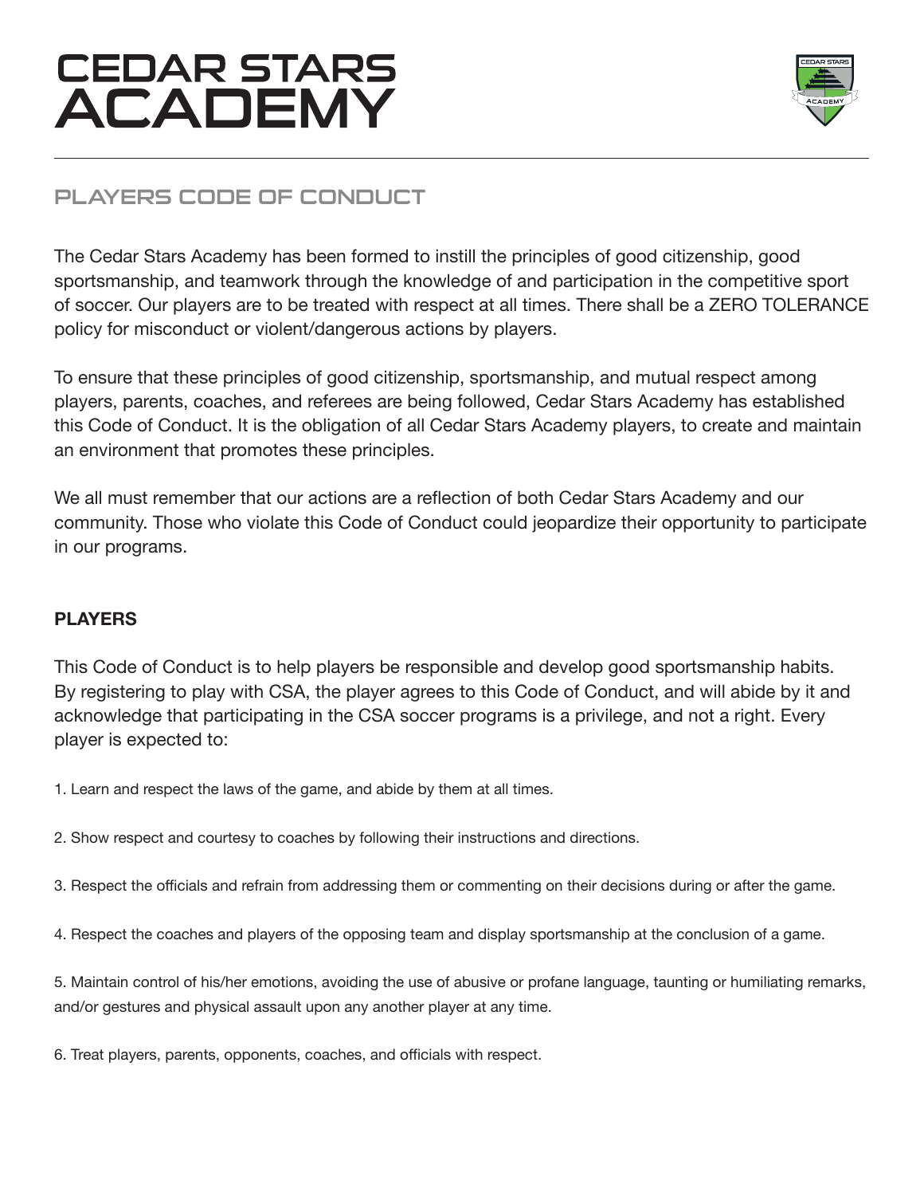# CEDAR STARS ACADEMY

## PLAYERS CODE OF CONDUCT

The Cedar Stars Academy has been formed to instill the principles of good citizenship, good sportsmanship, and teamwork through the knowledge of and participation in the competitive sport of soccer. Our players are to be treated with respect at all times. There shall be a ZERO TOLERANCE policy for misconduct or violent/dangerous actions by players.

To ensure that these principles of good citizenship, sportsmanship, and mutual respect among players, parents, coaches, and referees are being followed, Cedar Stars Academy has established this Code of Conduct. It is the obligation of all Cedar Stars Academy players, to create and maintain an environment that promotes these principles.

We all must remember that our actions are a reflection of both Cedar Stars Academy and our community. Those who violate this Code of Conduct could jeopardize their opportunity to participate in our programs.

**PLAYERS**

This Code of Conduct is to help players be responsible and develop good sportsmanship habits. By registering to play with CSA, the player agrees to this Code of Conduct, and will abide by it and acknowledge that participating in the CSA soccer programs is a privilege, and not a right. Every player is expected to:

1. Learn and respect the laws of the game, and abide by them at all times.

2. Show respect and courtesy to coaches by following their instructions and directions.

3. Respect the officials and refrain from addressing them or commenting on their decisions during or after the game.

4. Respect the coaches and players of the opposing team and display sportsmanship at the conclusion of a game.

5. Maintain control of his/her emotions, avoiding the use of abusive or profane language, taunting or humiliating remarks, and/or gestures and physical assault upon any another player at any time.

6. Treat players, parents, opponents, coaches, and officials with respect.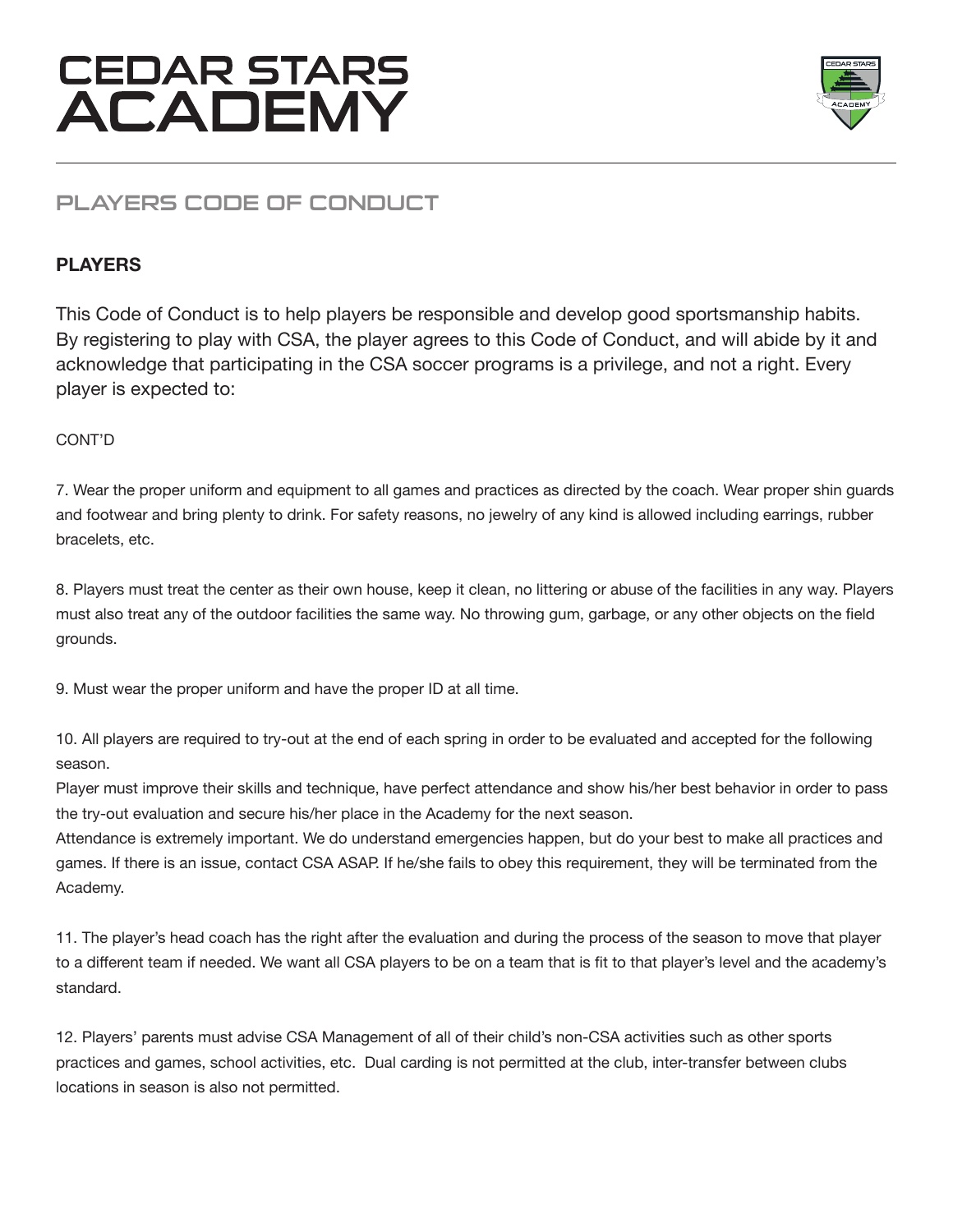# CEDAR STARS ACADEMY

## PLAYERS CODE OF CONDUCT

### PLAYERS

This Code of Conduct is to help players be responsible and develop good sportsmanship habits. By registering to play with CSA, the player agrees to this Code of Conduct, and will abide by it and acknowledge that participating in the CSA soccer programs is a privilege, and not a right. Every player is expected to:

CONT'D

7. Wear the proper uniform and equipment to all games and practices as directed by the coach. Wear proper shin guards and footwear and bring plenty to drink. For safety reasons, no jewelry of any kind is allowed including earrings, rubber bracelets, etc.

8. Players must treat the center as their own house, keep it clean, no littering or abuse of the facilities in any way. Players must also treat any of the outdoor facilities the same way. No throwing gum, garbage, or any other objects on the field grounds.

9. Must wear the proper uniform and have the proper ID at all time.

10. All players are required to try-out at the end of each spring in order to be evaluated and accepted for the following season.
Player must improve their skills and technique, have perfect attendance and show his/her best behavior in order to pass the try-out evaluation and secure his/her place in the Academy for the next season.
Attendance is extremely important. We do understand emergencies happen, but do your best to make all practices and games. If there is an issue, contact CSA ASAP. If he/she fails to obey this requirement, they will be terminated from the Academy.

11. The player's head coach has the right after the evaluation and during the process of the season to move that player to a different team if needed. We want all CSA players to be on a team that is fit to that player's level and the academy's standard.

12. Players' parents must advise CSA Management of all of their child's non-CSA activities such as other sports practices and games, school activities, etc. Dual carding is not permitted at the club, inter-transfer between clubs locations in season is also not permitted.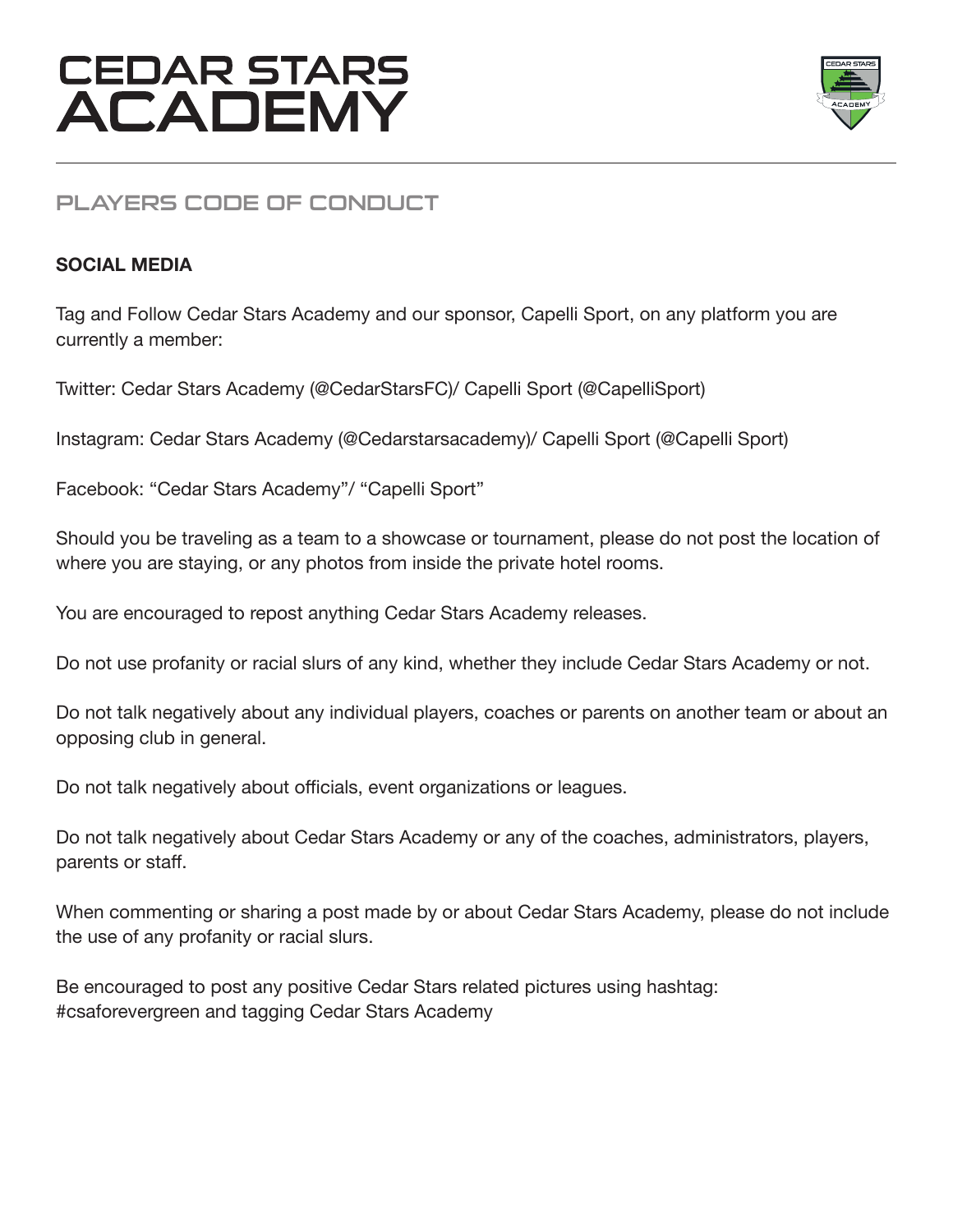# CEDAR STARS ACADEMY

## PLAYERS CODE OF CONDUCT

### SOCIAL MEDIA

Tag and Follow Cedar Stars Academy and our sponsor, Capelli Sport, on any platform you are currently a member:

Twitter: Cedar Stars Academy (@CedarStarsFC)/ Capelli Sport (@CapelliSport)

Instagram: Cedar Stars Academy (@Cedarstarsacademy)/ Capelli Sport (@Capelli Sport)

Facebook: "Cedar Stars Academy"/ "Capelli Sport"

Should you be traveling as a team to a showcase or tournament, please do not post the location of where you are staying, or any photos from inside the private hotel rooms.

You are encouraged to repost anything Cedar Stars Academy releases.

Do not use profanity or racial slurs of any kind, whether they include Cedar Stars Academy or not.

Do not talk negatively about any individual players, coaches or parents on another team or about an opposing club in general.

Do not talk negatively about officials, event organizations or leagues.

Do not talk negatively about Cedar Stars Academy or any of the coaches, administrators, players, parents or staff.

When commenting or sharing a post made by or about Cedar Stars Academy, please do not include the use of any profanity or racial slurs.

Be encouraged to post any positive Cedar Stars related pictures using hashtag: #csaforevergreen and tagging Cedar Stars Academy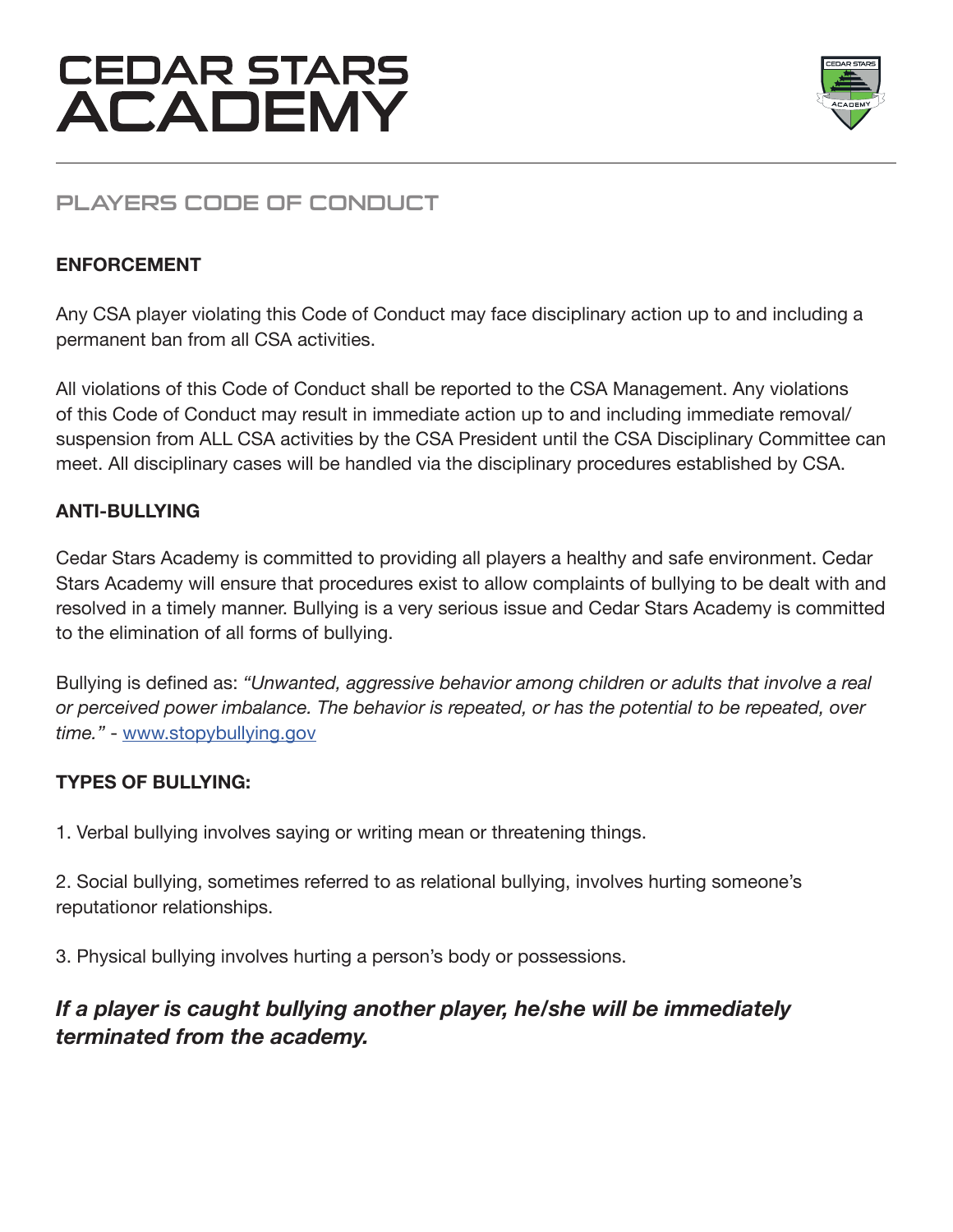# CEDAR STARS ACADEMY

## PLAYERS CODE OF CONDUCT

### ENFORCEMENT

Any CSA player violating this Code of Conduct may face disciplinary action up to and including a permanent ban from all CSA activities.

All violations of this Code of Conduct shall be reported to the CSA Management. Any violations of this Code of Conduct may result in immediate action up to and including immediate removal/ suspension from ALL CSA activities by the CSA President until the CSA Disciplinary Committee can meet. All disciplinary cases will be handled via the disciplinary procedures established by CSA.

### ANTI-BULLYING

Cedar Stars Academy is committed to providing all players a healthy and safe environment. Cedar Stars Academy will ensure that procedures exist to allow complaints of bullying to be dealt with and resolved in a timely manner. Bullying is a very serious issue and Cedar Stars Academy is committed to the elimination of all forms of bullying.

Bullying is defined as: *"Unwanted, aggressive behavior among children or adults that involve a real or perceived power imbalance. The behavior is repeated, or has the potential to be repeated, over time."* - [www.stopybullying.gov](www.stopybullying.gov)

### TYPES OF BULLYING:

1. Verbal bullying involves saying or writing mean or threatening things.

2. Social bullying, sometimes referred to as relational bullying, involves hurting someone's reputationor relationships.

3. Physical bullying involves hurting a person's body or possessions.

***If a player is caught bullying another player, he/she will be immediately terminated from the academy.***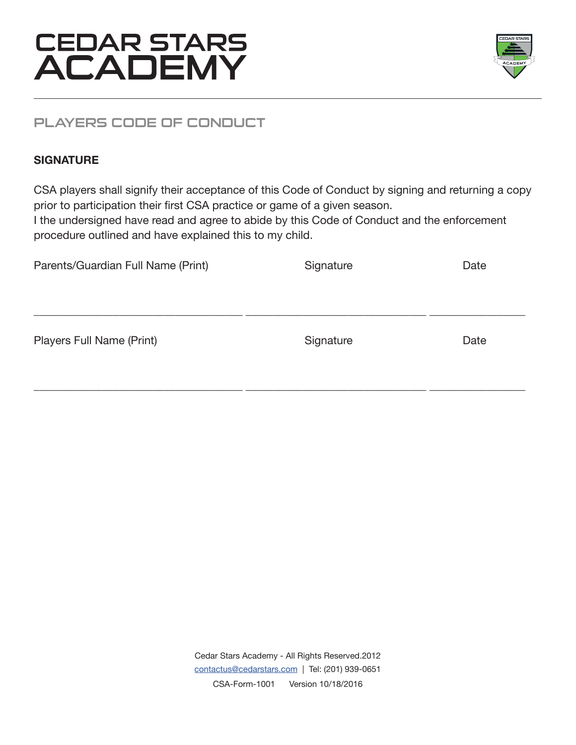# CEDAR STARS ACADEMY

## PLAYERS CODE OF CONDUCT

### SIGNATURE

CSA players shall signify their acceptance of this Code of Conduct by signing and returning a copy prior to participation their first CSA practice or game of a given season.
I the undersigned have read and agree to abide by this Code of Conduct and the enforcement procedure outlined and have explained this to my child.

| Parents/Guardian Full Name (Print) | Signature | Date |
|---|---|---|
| ______________________________ | ______________________________ | ______________ |

| Players Full Name (Print) | Signature | Date |
|---|---|---|
| ______________________________ | ______________________________ | ______________ |

Cedar Stars Academy - All Rights Reserved.2012
contactus@cedarstars.com | Tel: (201) 939-0651
CSA-Form-1001 Version 10/18/2016